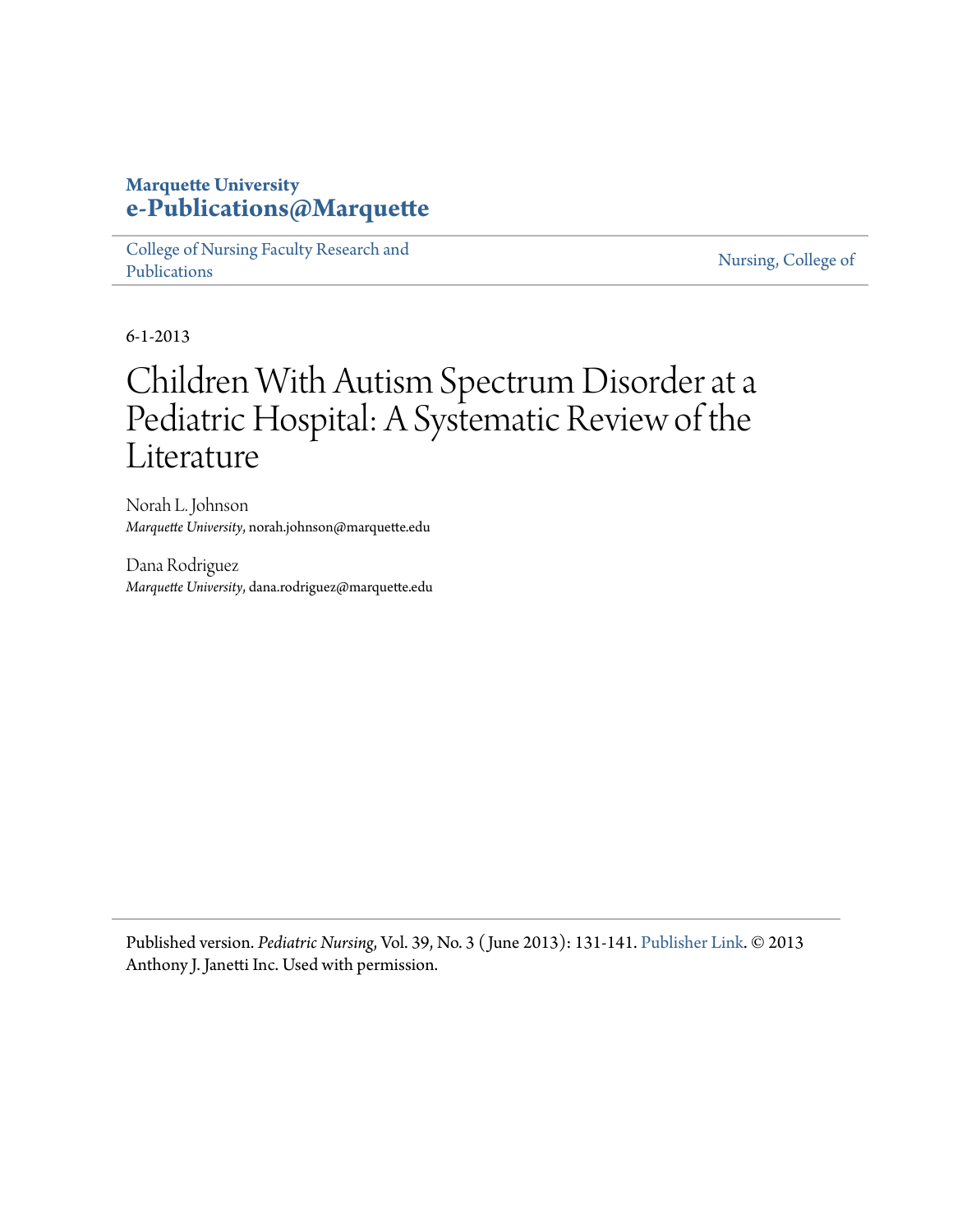**Marquette University**
**e-Publications@Marquette**

College of Nursing Faculty Research and Publications | Nursing, College of

6-1-2013

# Children With Autism Spectrum Disorder at a Pediatric Hospital: A Systematic Review of the Literature

Norah L. Johnson
*Marquette University*, norah.johnson@marquette.edu

Dana Rodriguez
*Marquette University*, dana.rodriguez@marquette.edu

Published version. *Pediatric Nursing*, Vol. 39, No. 3 (June 2013): 131-141. Publisher Link. © 2013 Anthony J. Janetti Inc. Used with permission.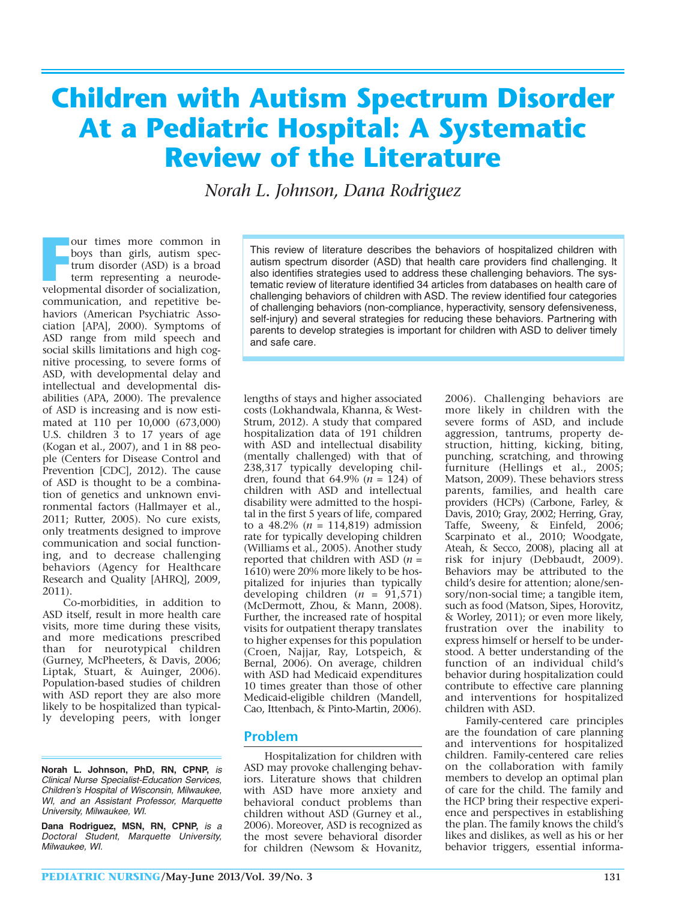# Children with Autism Spectrum Disorder At a Pediatric Hospital: A Systematic Review of the Literature

*Norah L. Johnson, Dana Rodriguez*

This review of literature describes the behaviors of hospitalized children with autism spectrum disorder (ASD) that health care providers find challenging. It also identifies strategies used to address these challenging behaviors. The systematic review of literature identified 34 articles from databases on health care of challenging behaviors of children with ASD. The review identified four categories of challenging behaviors (non-compliance, hyperactivity, sensory defensiveness, self-injury) and several strategies for reducing these behaviors. Partnering with parents to develop strategies is important for children with ASD to deliver timely and safe care.

Four times more common in boys than girls, autism spectrum disorder (ASD) is a broad term representing a neurodevelopmental disorder of socialization, communication, and repetitive behaviors (American Psychiatric Association [APA], 2000). Symptoms of ASD range from mild speech and social skills limitations and high cognitive processing, to severe forms of ASD, with developmental delay and intellectual and developmental disabilities (APA, 2000). The prevalence of ASD is increasing and is now estimated at 110 per 10,000 (673,000) U.S. children 3 to 17 years of age (Kogan et al., 2007), and 1 in 88 people (Centers for Disease Control and Prevention [CDC], 2012). The cause of ASD is thought to be a combination of genetics and unknown environmental factors (Hallmayer et al., 2011; Rutter, 2005). No cure exists, only treatments designed to improve communication and social functioning, and to decrease challenging behaviors (Agency for Healthcare Research and Quality [AHRQ], 2009, 2011).

Co-morbidities, in addition to ASD itself, result in more health care visits, more time during these visits, and more medications prescribed than for neurotypical children (Gurney, McPheeters, & Davis, 2006; Liptak, Stuart, & Auinger, 2006). Population-based studies of children with ASD report they are also more likely to be hospitalized than typically developing peers, with longer lengths of stays and higher associated costs (Lokhandwala, Khanna, & West-Strum, 2012). A study that compared hospitalization data of 191 children with ASD and intellectual disability (mentally challenged) with that of 238,317 typically developing children, found that 64.9% ($n$ = 124) of children with ASD and intellectual disability were admitted to the hospital in the first 5 years of life, compared to a 48.2% ($n$ = 114,819) admission rate for typically developing children (Williams et al., 2005). Another study reported that children with ASD ($n$ = 1610) were 20% more likely to be hospitalized for injuries than typically developing children ($n$ = 91,571) (McDermott, Zhou, & Mann, 2008). Further, the increased rate of hospital visits for outpatient therapy translates to higher expenses for this population (Croen, Najjar, Ray, Lotspeich, & Bernal, 2006). On average, children with ASD had Medicaid expenditures 10 times greater than those of other Medicaid-eligible children (Mandell, Cao, Ittenbach, & Pinto-Martin, 2006).

## Problem

Hospitalization for children with ASD may provoke challenging behaviors. Literature shows that children with ASD have more anxiety and behavioral conduct problems than children without ASD (Gurney et al., 2006). Moreover, ASD is recognized as the most severe behavioral disorder for children (Newsom & Hovanitz, 2006). Challenging behaviors are more likely in children with the severe forms of ASD, and include aggression, tantrums, property destruction, hitting, kicking, biting, punching, scratching, and throwing furniture (Hellings et al., 2005; Matson, 2009). These behaviors stress parents, families, and health care providers (HCPs) (Carbone, Farley, & Davis, 2010; Gray, 2002; Herring, Gray, Taffe, Sweeny, & Einfeld, 2006; Scarpinato et al., 2010; Woodgate, Ateah, & Secco, 2008), placing all at risk for injury (Debbaudt, 2009). Behaviors may be attributed to the child's desire for attention; alone/sensory/non-social time; a tangible item, such as food (Matson, Sipes, Horovitz, & Worley, 2011); or even more likely, frustration over the inability to express himself or herself to be understood. A better understanding of the function of an individual child's behavior during hospitalization could contribute to effective care planning and interventions for hospitalized children with ASD.

Family-centered care principles are the foundation of care planning and interventions for hospitalized children. Family-centered care relies on the collaboration with family members to develop an optimal plan of care for the child. The family and the HCP bring their respective experience and perspectives in establishing the plan. The family knows the child's likes and dislikes, as well as his or her behavior triggers, essential informa-

**Norah L. Johnson, PhD, RN, CPNP,** *is Clinical Nurse Specialist-Education Services, Children's Hospital of Wisconsin, Milwaukee, WI, and an Assistant Professor, Marquette University, Milwaukee, WI.*

**Dana Rodriguez, MSN, RN, CPNP,** *is a Doctoral Student, Marquette University, Milwaukee, WI.*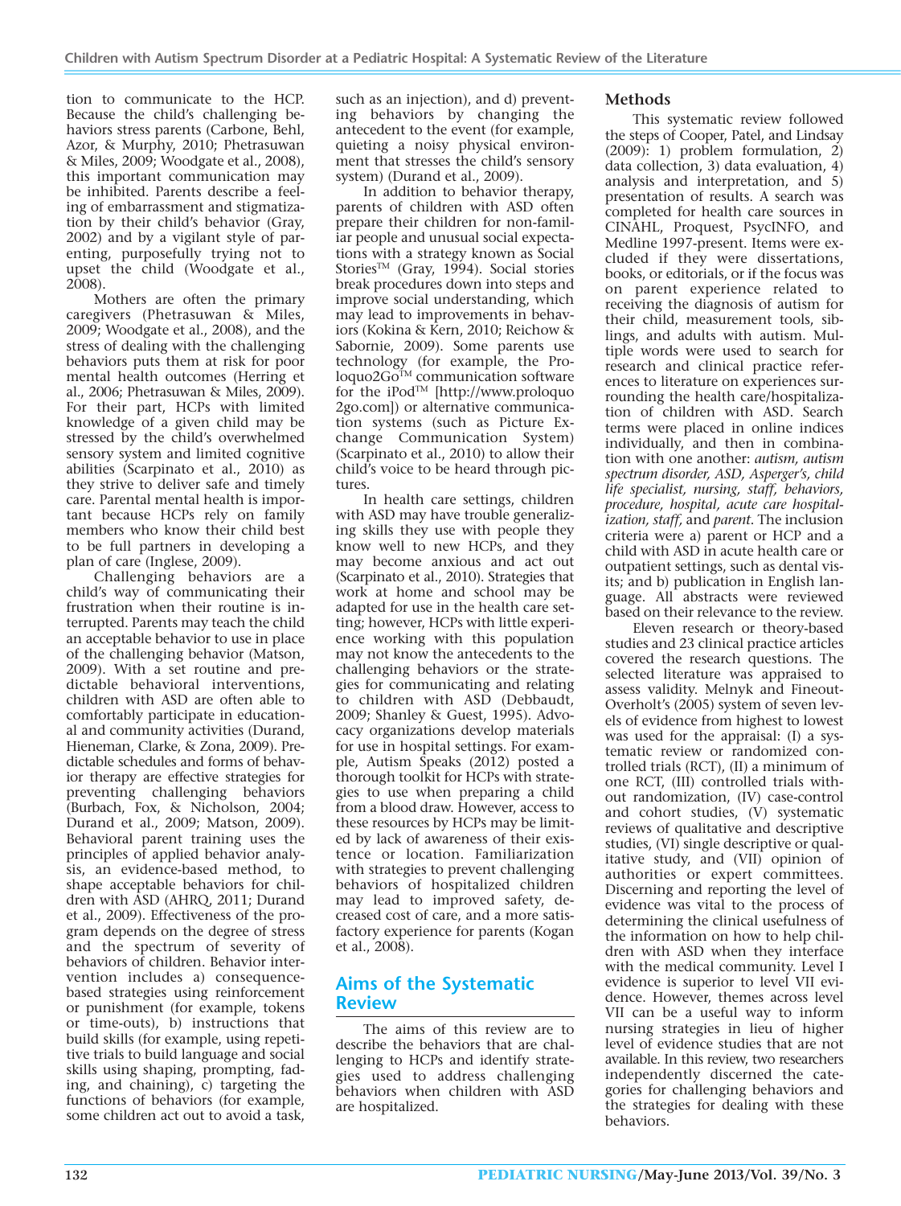tion to communicate to the HCP. Because the child's challenging behaviors stress parents (Carbone, Behl, Azor, & Murphy, 2010; Phetrasuwan & Miles, 2009; Woodgate et al., 2008), this important communication may be inhibited. Parents describe a feeling of embarrassment and stigmatization by their child's behavior (Gray, 2002) and by a vigilant style of parenting, purposefully trying not to upset the child (Woodgate et al., 2008).

Mothers are often the primary caregivers (Phetrasuwan & Miles, 2009; Woodgate et al., 2008), and the stress of dealing with the challenging behaviors puts them at risk for poor mental health outcomes (Herring et al., 2006; Phetrasuwan & Miles, 2009). For their part, HCPs with limited knowledge of a given child may be stressed by the child's overwhelmed sensory system and limited cognitive abilities (Scarpinato et al., 2010) as they strive to deliver safe and timely care. Parental mental health is important because HCPs rely on family members who know their child best to be full partners in developing a plan of care (Inglese, 2009).

Challenging behaviors are a child's way of communicating their frustration when their routine is interrupted. Parents may teach the child an acceptable behavior to use in place of the challenging behavior (Matson, 2009). With a set routine and predictable behavioral interventions, children with ASD are often able to comfortably participate in educational and community activities (Durand, Hieneman, Clarke, & Zona, 2009). Predictable schedules and forms of behavior therapy are effective strategies for preventing challenging behaviors (Burbach, Fox, & Nicholson, 2004; Durand et al., 2009; Matson, 2009). Behavioral parent training uses the principles of applied behavior analysis, an evidence-based method, to shape acceptable behaviors for children with ASD (AHRQ, 2011; Durand et al., 2009). Effectiveness of the program depends on the degree of stress and the spectrum of severity of behaviors of children. Behavior intervention includes a) consequence-based strategies using reinforcement or punishment (for example, tokens or time-outs), b) instructions that build skills (for example, using repetitive trials to build language and social skills using shaping, prompting, fading, and chaining), c) targeting the functions of behaviors (for example, some children act out to avoid a task, such as an injection), and d) preventing behaviors by changing the antecedent to the event (for example, quieting a noisy physical environment that stresses the child's sensory system) (Durand et al., 2009).

In addition to behavior therapy, parents of children with ASD often prepare their children for non-familiar people and unusual social expectations with a strategy known as Social Stories™ (Gray, 1994). Social stories break procedures down into steps and improve social understanding, which may lead to improvements in behaviors (Kokina & Kern, 2010; Reichow & Sabornie, 2009). Some parents use technology (for example, the Proloquo2Go™ communication software for the iPod™ [http://www.proloquo2go.com]) or alternative communication systems (such as Picture Exchange Communication System) (Scarpinato et al., 2010) to allow their child's voice to be heard through pictures.

In health care settings, children with ASD may have trouble generalizing skills they use with people they know well to new HCPs, and they may become anxious and act out (Scarpinato et al., 2010). Strategies that work at home and school may be adapted for use in the health care setting; however, HCPs with little experience working with this population may not know the antecedents to the challenging behaviors or the strategies for communicating and relating to children with ASD (Debbaudt, 2009; Shanley & Guest, 1995). Advocacy organizations develop materials for use in hospital settings. For example, Autism Speaks (2012) posted a thorough toolkit for HCPs with strategies to use when preparing a child from a blood draw. However, access to these resources by HCPs may be limited by lack of awareness of their existence or location. Familiarization with strategies to prevent challenging behaviors of hospitalized children may lead to improved safety, decreased cost of care, and a more satisfactory experience for parents (Kogan et al., 2008).

## Aims of the Systematic Review

The aims of this review are to describe the behaviors that are challenging to HCPs and identify strategies used to address challenging behaviors when children with ASD are hospitalized.

## Methods

This systematic review followed the steps of Cooper, Patel, and Lindsay (2009): 1) problem formulation, 2) data collection, 3) data evaluation, 4) analysis and interpretation, and 5) presentation of results. A search was completed for health care sources in CINAHL, Proquest, PsycINFO, and Medline 1997-present. Items were excluded if they were dissertations, books, or editorials, or if the focus was on parent experience related to receiving the diagnosis of autism for their child, measurement tools, siblings, and adults with autism. Multiple words were used to search for research and clinical practice references to literature on experiences surrounding the health care/hospitalization of children with ASD. Search terms were placed in online indices individually, and then in combination with one another: *autism, autism spectrum disorder, ASD, Asperger's, child life specialist, nursing, staff, behaviors, procedure, hospital, acute care hospitalization, staff,* and *parent*. The inclusion criteria were a) parent or HCP and a child with ASD in acute health care or outpatient settings, such as dental visits; and b) publication in English language. All abstracts were reviewed based on their relevance to the review.

Eleven research or theory-based studies and 23 clinical practice articles covered the research questions. The selected literature was appraised to assess validity. Melnyk and Fineout-Overholt's (2005) system of seven levels of evidence from highest to lowest was used for the appraisal: (I) a systematic review or randomized controlled trials (RCT), (II) a minimum of one RCT, (III) controlled trials without randomization, (IV) case-control and cohort studies, (V) systematic reviews of qualitative and descriptive studies, (VI) single descriptive or qualitative study, and (VII) opinion of authorities or expert committees. Discerning and reporting the level of evidence was vital to the process of determining the clinical usefulness of the information on how to help children with ASD when they interface with the medical community. Level I evidence is superior to level VII evidence. However, themes across level VII can be a useful way to inform nursing strategies in lieu of higher level of evidence studies that are not available. In this review, two researchers independently discerned the categories for challenging behaviors and the strategies for dealing with these behaviors.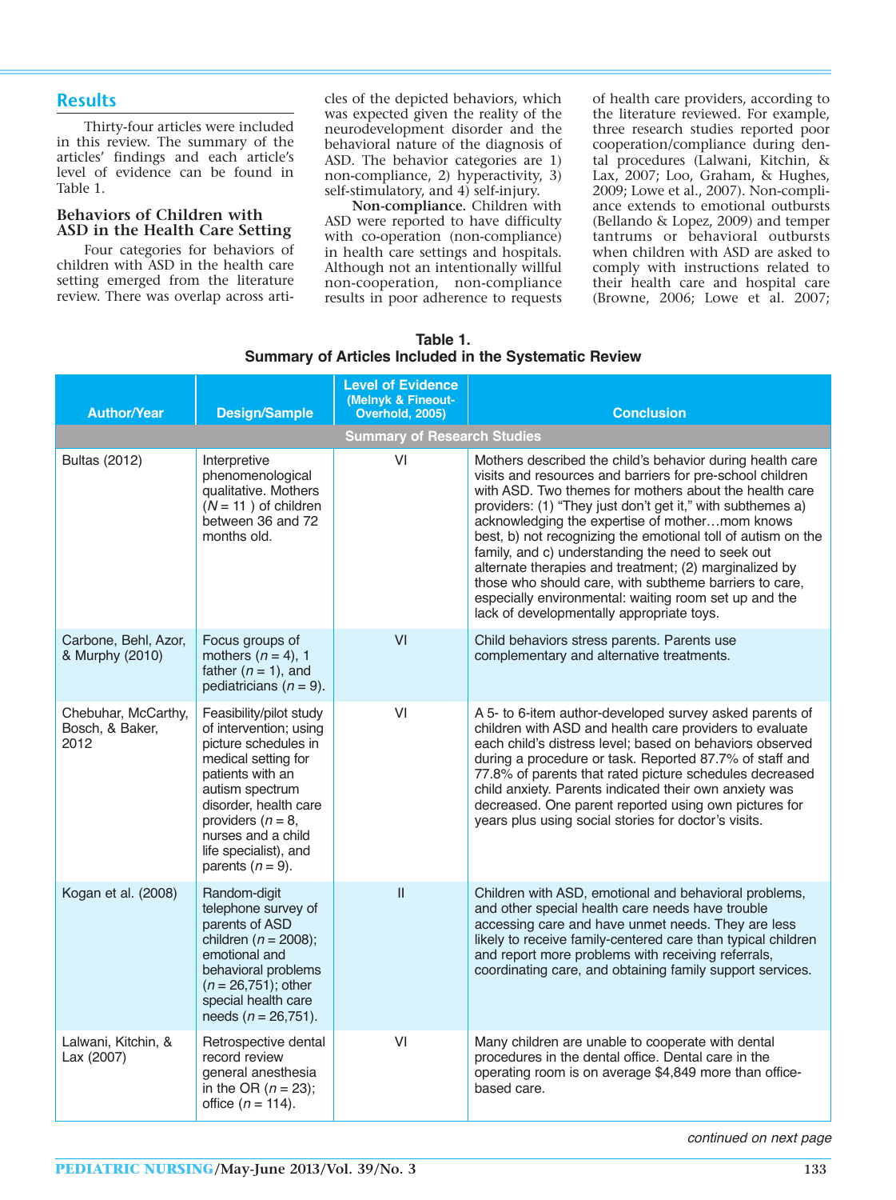## Results

Thirty-four articles were included in this review. The summary of the articles' findings and each article's level of evidence can be found in Table 1.

### Behaviors of Children with ASD in the Health Care Setting

Four categories for behaviors of children with ASD in the health care setting emerged from the literature review. There was overlap across articles of the depicted behaviors, which was expected given the reality of the neurodevelopment disorder and the behavioral nature of the diagnosis of ASD. The behavior categories are 1) non-compliance, 2) hyperactivity, 3) self-stimulatory, and 4) self-injury.

**Non-compliance.** Children with ASD were reported to have difficulty with co-operation (non-compliance) in health care settings and hospitals. Although not an intentionally willful non-cooperation, non-compliance results in poor adherence to requests of health care providers, according to the literature reviewed. For example, three research studies reported poor cooperation/compliance during dental procedures (Lalwani, Kitchin, & Lax, 2007; Loo, Graham, & Hughes, 2009; Lowe et al., 2007). Non-compliance extends to emotional outbursts (Bellando & Lopez, 2009) and temper tantrums or behavioral outbursts when children with ASD are asked to comply with instructions related to their health care and hospital care (Browne, 2006; Lowe et al. 2007;

**Table 1.**
**Summary of Articles Included in the Systematic Review**

| Author/Year | Design/Sample | Level of Evidence (Melnyk & Fineout-Overhold, 2005) | Conclusion |
|---|---|---|---|
| **Summary of Research Studies** | | | |
| Bultas (2012) | Interpretive phenomenological qualitative. Mothers (*N* = 11 ) of children between 36 and 72 months old. | VI | Mothers described the child's behavior during health care visits and resources and barriers for pre-school children with ASD. Two themes for mothers about the health care providers: (1) "They just don't get it," with subthemes a) acknowledging the expertise of mother…mom knows best, b) not recognizing the emotional toll of autism on the family, and c) understanding the need to seek out alternate therapies and treatment; (2) marginalized by those who should care, with subtheme barriers to care, especially environmental: waiting room set up and the lack of developmentally appropriate toys. |
| Carbone, Behl, Azor, & Murphy (2010) | Focus groups of mothers (*n* = 4), 1 father (*n* = 1), and pediatricians (*n* = 9). | VI | Child behaviors stress parents. Parents use complementary and alternative treatments. |
| Chebuhar, McCarthy, Bosch, & Baker, 2012 | Feasibility/pilot study of intervention; using picture schedules in medical setting for patients with an autism spectrum disorder, health care providers (*n* = 8, nurses and a child life specialist), and parents (*n* = 9). | VI | A 5- to 6-item author-developed survey asked parents of children with ASD and health care providers to evaluate each child's distress level; based on behaviors observed during a procedure or task. Reported 87.7% of staff and 77.8% of parents that rated picture schedules decreased child anxiety. Parents indicated their own anxiety was decreased. One parent reported using own pictures for years plus using social stories for doctor's visits. |
| Kogan et al. (2008) | Random-digit telephone survey of parents of ASD children (*n* = 2008); emotional and behavioral problems (*n* = 26,751); other special health care needs (*n* = 26,751). | II | Children with ASD, emotional and behavioral problems, and other special health care needs have trouble accessing care and have unmet needs. They are less likely to receive family-centered care than typical children and report more problems with receiving referrals, coordinating care, and obtaining family support services. |
| Lalwani, Kitchin, & Lax (2007) | Retrospective dental record review general anesthesia in the OR (*n* = 23); office (*n* = 114). | VI | Many children are unable to cooperate with dental procedures in the dental office. Dental care in the operating room is on average $4,849 more than office-based care. |

*continued on next page*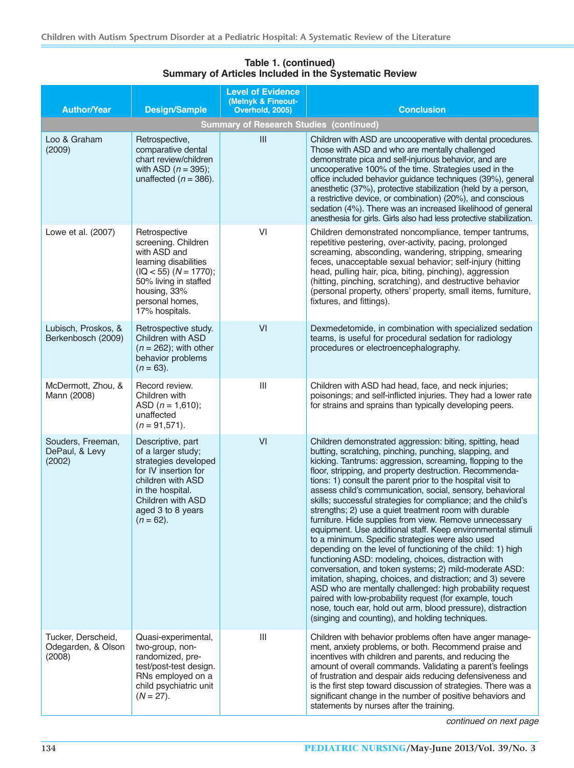**Table 1. (continued)**
**Summary of Articles Included in the Systematic Review**

| Author/Year | Design/Sample | Level of Evidence (Melnyk & Fineout-Overhold, 2005) | Conclusion |
|---|---|---|---|
| **Summary of Research Studies (continued)** | | | |
| Loo & Graham (2009) | Retrospective, comparative dental chart review/children with ASD (*n* = 395); unaffected (*n* = 386). | III | Children with ASD are uncooperative with dental procedures. Those with ASD and who are mentally challenged demonstrate pica and self-injurious behavior, and are uncooperative 100% of the time. Strategies used in the office included behavior guidance techniques (39%), general anesthetic (37%), protective stabilization (held by a person, a restrictive device, or combination) (20%), and conscious sedation (4%). There was an increased likelihood of general anesthesia for girls. Girls also had less protective stabilization. |
| Lowe et al. (2007) | Retrospective screening. Children with ASD and learning disabilities (IQ < 55) (*N* = 1770); 50% living in staffed housing, 33% personal homes, 17% hospitals. | VI | Children demonstrated noncompliance, temper tantrums, repetitive pestering, over-activity, pacing, prolonged screaming, absconding, wandering, stripping, smearing feces, unacceptable sexual behavior; self-injury (hitting head, pulling hair, pica, biting, pinching), aggression (hitting, pinching, scratching), and destructive behavior (personal property, others' property, small items, furniture, fixtures, and fittings). |
| Lubisch, Proskos, & Berkenbosch (2009) | Retrospective study. Children with ASD (*n* = 262); with other behavior problems (*n* = 63). | VI | Dexmedetomide, in combination with specialized sedation teams, is useful for procedural sedation for radiology procedures or electroencephalography. |
| McDermott, Zhou, & Mann (2008) | Record review. Children with ASD (*n* = 1,610); unaffected (*n* = 91,571). | III | Children with ASD had head, face, and neck injuries; poisonings; and self-inflicted injuries. They had a lower rate for strains and sprains than typically developing peers. |
| Souders, Freeman, DePaul, & Levy (2002) | Descriptive, part of a larger study; strategies developed for IV insertion for children with ASD in the hospital. Children with ASD aged 3 to 8 years (*n* = 62). | VI | Children demonstrated aggression: biting, spitting, head butting, scratching, pinching, punching, slapping, and kicking. Tantrums: aggression, screaming, flopping to the floor, stripping, and property destruction. Recommendations: 1) consult the parent prior to the hospital visit to assess child's communication, social, sensory, behavioral skills; successful strategies for compliance; and the child's strengths; 2) use a quiet treatment room with durable furniture. Hide supplies from view. Remove unnecessary equipment. Use additional staff. Keep environmental stimuli to a minimum. Specific strategies were also used depending on the level of functioning of the child: 1) high functioning ASD: modeling, choices, distraction with conversation, and token systems; 2) mild-moderate ASD: imitation, shaping, choices, and distraction; and 3) severe ASD who are mentally challenged: high probability request paired with low-probability request (for example, touch nose, touch ear, hold out arm, blood pressure), distraction (singing and counting), and holding techniques. |
| Tucker, Derscheid, Odegarden, & Olson (2008) | Quasi-experimental, two-group, non-randomized, pre-test/post-test design. RNs employed on a child psychiatric unit (*N* = 27). | III | Children with behavior problems often have anger management, anxiety problems, or both. Recommend praise and incentives with children and parents, and reducing the amount of overall commands. Validating a parent's feelings of frustration and despair aids reducing defensiveness and is the first step toward discussion of strategies. There was a significant change in the number of positive behaviors and statements by nurses after the training. |

*continued on next page*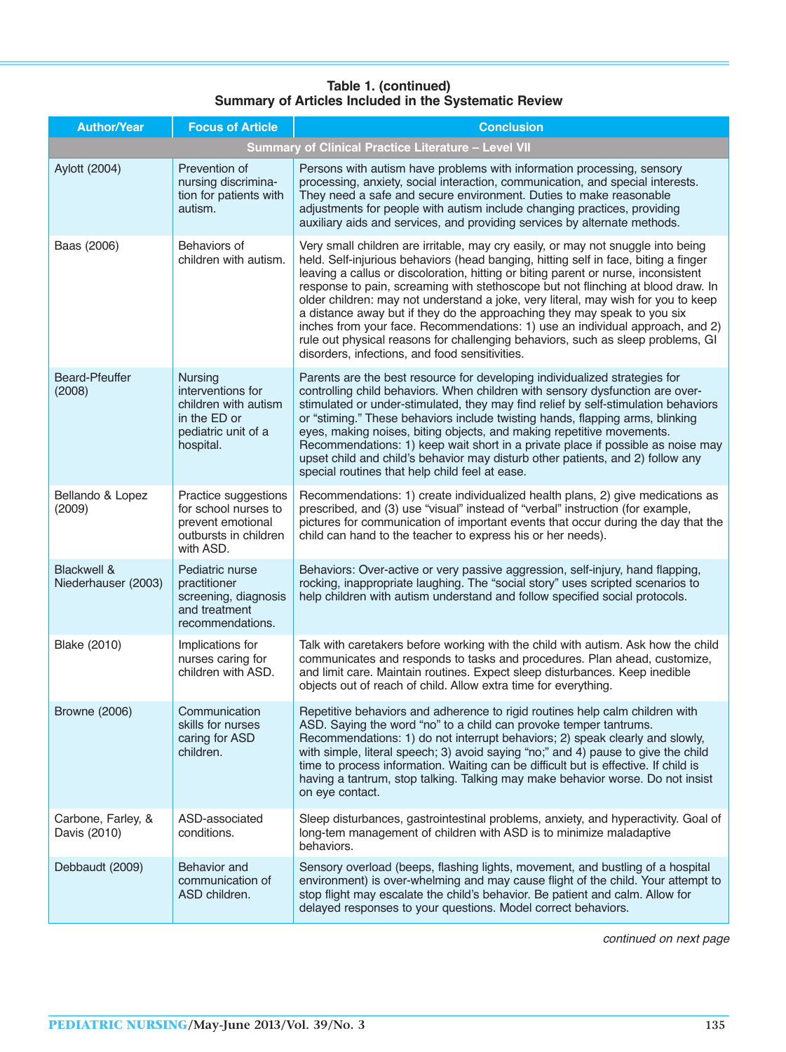**Table 1. (continued)**
**Summary of Articles Included in the Systematic Review**

| Author/Year | Focus of Article | Conclusion |
|---|---|---|
| **Summary of Clinical Practice Literature – Level VII** | | |
| Aylott (2004) | Prevention of nursing discrimination for patients with autism. | Persons with autism have problems with information processing, sensory processing, anxiety, social interaction, communication, and special interests. They need a safe and secure environment. Duties to make reasonable adjustments for people with autism include changing practices, providing auxiliary aids and services, and providing services by alternate methods. |
| Baas (2006) | Behaviors of children with autism. | Very small children are irritable, may cry easily, or may not snuggle into being held. Self-injurious behaviors (head banging, hitting self in face, biting a finger leaving a callus or discoloration, hitting or biting parent or nurse, inconsistent response to pain, screaming with stethoscope but not flinching at blood draw. In older children: may not understand a joke, very literal, may wish for you to keep a distance away but if they do the approaching they may speak to you six inches from your face. Recommendations: 1) use an individual approach, and 2) rule out physical reasons for challenging behaviors, such as sleep problems, GI disorders, infections, and food sensitivities. |
| Beard-Pfeuffer (2008) | Nursing interventions for children with autism in the ED or pediatric unit of a hospital. | Parents are the best resource for developing individualized strategies for controlling child behaviors. When children with sensory dysfunction are over-stimulated or under-stimulated, they may find relief by self-stimulation behaviors or "stiming." These behaviors include twisting hands, flapping arms, blinking eyes, making noises, biting objects, and making repetitive movements. Recommendations: 1) keep wait short in a private place if possible as noise may upset child and child's behavior may disturb other patients, and 2) follow any special routines that help child feel at ease. |
| Bellando & Lopez (2009) | Practice suggestions for school nurses to prevent emotional outbursts in children with ASD. | Recommendations: 1) create individualized health plans, 2) give medications as prescribed, and (3) use "visual" instead of "verbal" instruction (for example, pictures for communication of important events that occur during the day that the child can hand to the teacher to express his or her needs). |
| Blackwell & Niederhauser (2003) | Pediatric nurse practitioner screening, diagnosis and treatment recommendations. | Behaviors: Over-active or very passive aggression, self-injury, hand flapping, rocking, inappropriate laughing. The "social story" uses scripted scenarios to help children with autism understand and follow specified social protocols. |
| Blake (2010) | Implications for nurses caring for children with ASD. | Talk with caretakers before working with the child with autism. Ask how the child communicates and responds to tasks and procedures. Plan ahead, customize, and limit care. Maintain routines. Expect sleep disturbances. Keep inedible objects out of reach of child. Allow extra time for everything. |
| Browne (2006) | Communication skills for nurses caring for ASD children. | Repetitive behaviors and adherence to rigid routines help calm children with ASD. Saying the word "no" to a child can provoke temper tantrums. Recommendations: 1) do not interrupt behaviors; 2) speak clearly and slowly, with simple, literal speech; 3) avoid saying "no;" and 4) pause to give the child time to process information. Waiting can be difficult but is effective. If child is having a tantrum, stop talking. Talking may make behavior worse. Do not insist on eye contact. |
| Carbone, Farley, & Davis (2010) | ASD-associated conditions. | Sleep disturbances, gastrointestinal problems, anxiety, and hyperactivity. Goal of long-tem management of children with ASD is to minimize maladaptive behaviors. |
| Debbaudt (2009) | Behavior and communication of ASD children. | Sensory overload (beeps, flashing lights, movement, and bustling of a hospital environment) is over-whelming and may cause flight of the child. Your attempt to stop flight may escalate the child's behavior. Be patient and calm. Allow for delayed responses to your questions. Model correct behaviors. |

*continued on next page*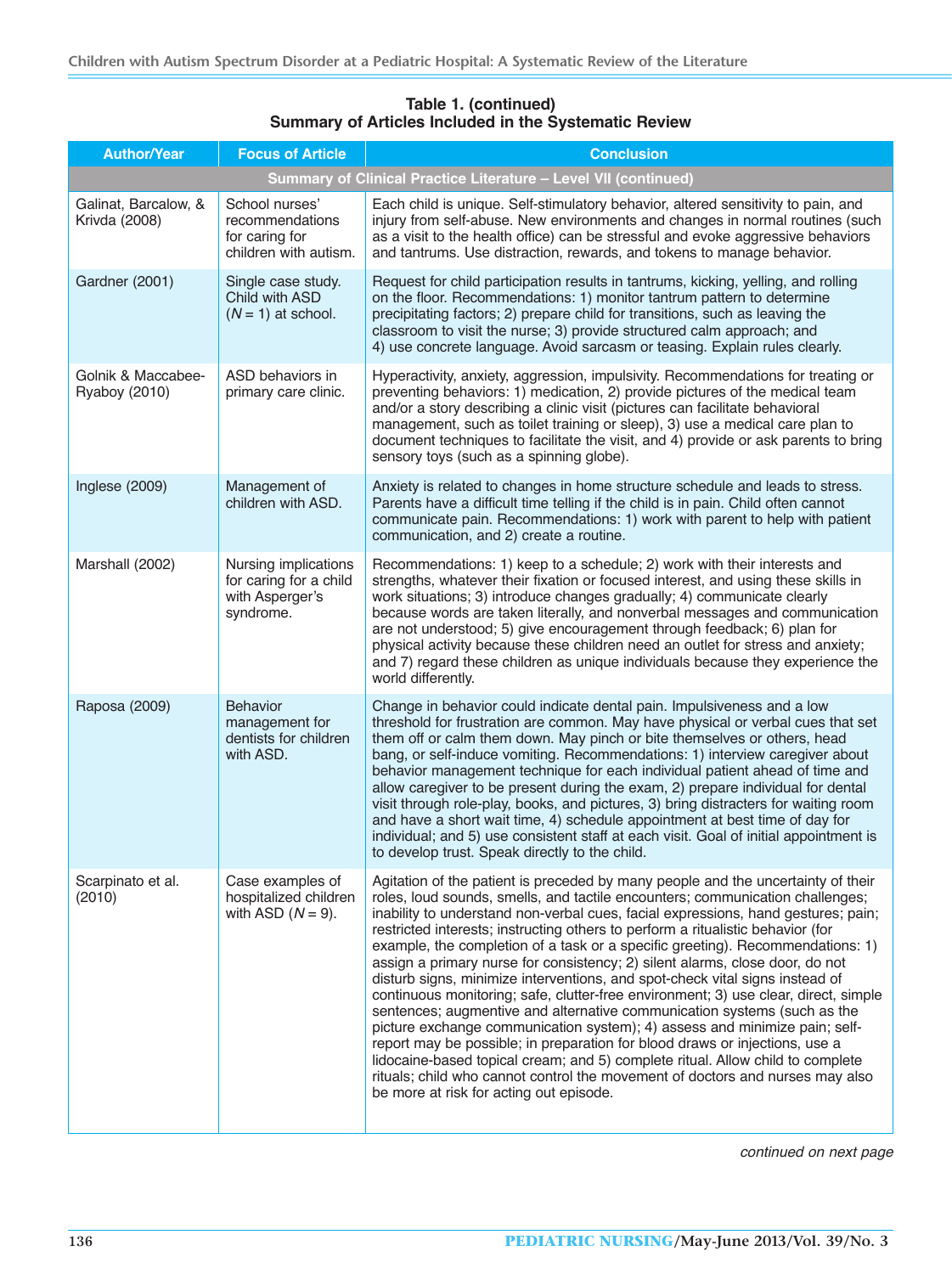**Table 1. (continued)**
**Summary of Articles Included in the Systematic Review**

| Author/Year | Focus of Article | Conclusion |
|---|---|---|
| **Summary of Clinical Practice Literature – Level VII (continued)** | | |
| Galinat, Barcalow, & Krivda (2008) | School nurses' recommendations for caring for children with autism. | Each child is unique. Self-stimulatory behavior, altered sensitivity to pain, and injury from self-abuse. New environments and changes in normal routines (such as a visit to the health office) can be stressful and evoke aggressive behaviors and tantrums. Use distraction, rewards, and tokens to manage behavior. |
| Gardner (2001) | Single case study. Child with ASD (*N* = 1) at school. | Request for child participation results in tantrums, kicking, yelling, and rolling on the floor. Recommendations: 1) monitor tantrum pattern to determine precipitating factors; 2) prepare child for transitions, such as leaving the classroom to visit the nurse; 3) provide structured calm approach; and 4) use concrete language. Avoid sarcasm or teasing. Explain rules clearly. |
| Golnik & Maccabee-Ryaboy (2010) | ASD behaviors in primary care clinic. | Hyperactivity, anxiety, aggression, impulsivity. Recommendations for treating or preventing behaviors: 1) medication, 2) provide pictures of the medical team and/or a story describing a clinic visit (pictures can facilitate behavioral management, such as toilet training or sleep), 3) use a medical care plan to document techniques to facilitate the visit, and 4) provide or ask parents to bring sensory toys (such as a spinning globe). |
| Inglese (2009) | Management of children with ASD. | Anxiety is related to changes in home structure schedule and leads to stress. Parents have a difficult time telling if the child is in pain. Child often cannot communicate pain. Recommendations: 1) work with parent to help with patient communication, and 2) create a routine. |
| Marshall (2002) | Nursing implications for caring for a child with Asperger's syndrome. | Recommendations: 1) keep to a schedule; 2) work with their interests and strengths, whatever their fixation or focused interest, and using these skills in work situations; 3) introduce changes gradually; 4) communicate clearly because words are taken literally, and nonverbal messages and communication are not understood; 5) give encouragement through feedback; 6) plan for physical activity because these children need an outlet for stress and anxiety; and 7) regard these children as unique individuals because they experience the world differently. |
| Raposa (2009) | Behavior management for dentists for children with ASD. | Change in behavior could indicate dental pain. Impulsiveness and a low threshold for frustration are common. May have physical or verbal cues that set them off or calm them down. May pinch or bite themselves or others, head bang, or self-induce vomiting. Recommendations: 1) interview caregiver about behavior management technique for each individual patient ahead of time and allow caregiver to be present during the exam, 2) prepare individual for dental visit through role-play, books, and pictures, 3) bring distracters for waiting room and have a short wait time, 4) schedule appointment at best time of day for individual; and 5) use consistent staff at each visit. Goal of initial appointment is to develop trust. Speak directly to the child. |
| Scarpinato et al. (2010) | Case examples of hospitalized children with ASD (*N* = 9). | Agitation of the patient is preceded by many people and the uncertainty of their roles, loud sounds, smells, and tactile encounters; communication challenges; inability to understand non-verbal cues, facial expressions, hand gestures; pain; restricted interests; instructing others to perform a ritualistic behavior (for example, the completion of a task or a specific greeting). Recommendations: 1) assign a primary nurse for consistency; 2) silent alarms, close door, do not disturb signs, minimize interventions, and spot-check vital signs instead of continuous monitoring; safe, clutter-free environment; 3) use clear, direct, simple sentences; augmentive and alternative communication systems (such as the picture exchange communication system); 4) assess and minimize pain; self-report may be possible; in preparation for blood draws or injections, use a lidocaine-based topical cream; and 5) complete ritual. Allow child to complete rituals; child who cannot control the movement of doctors and nurses may also be more at risk for acting out episode. |

*continued on next page*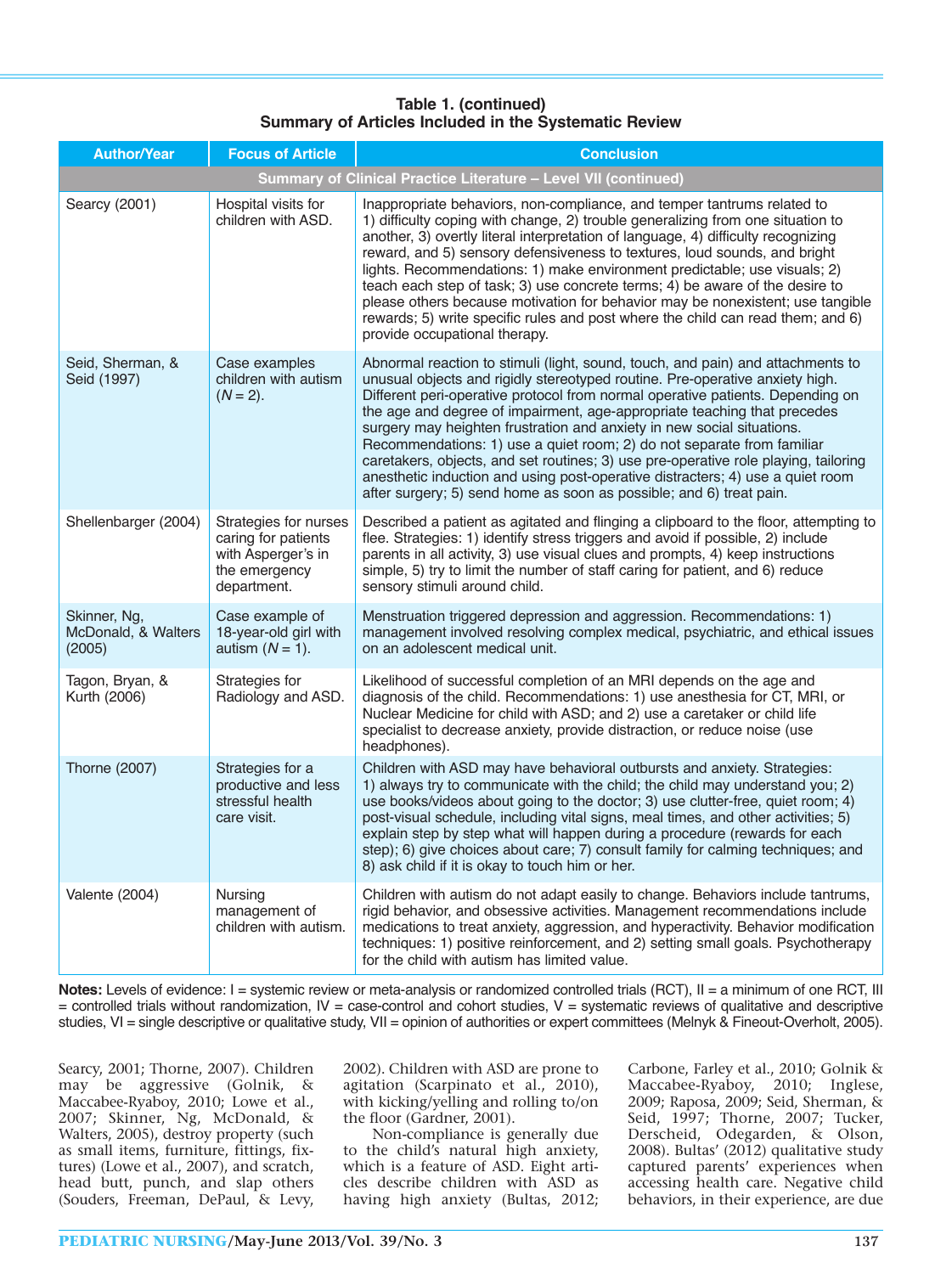**Table 1. (continued)**
**Summary of Articles Included in the Systematic Review**

| Author/Year | Focus of Article | Conclusion |
|---|---|---|
| **Summary of Clinical Practice Literature – Level VII (continued)** | | |
| Searcy (2001) | Hospital visits for children with ASD. | Inappropriate behaviors, non-compliance, and temper tantrums related to 1) difficulty coping with change, 2) trouble generalizing from one situation to another, 3) overtly literal interpretation of language, 4) difficulty recognizing reward, and 5) sensory defensiveness to textures, loud sounds, and bright lights. Recommendations: 1) make environment predictable; use visuals; 2) teach each step of task; 3) use concrete terms; 4) be aware of the desire to please others because motivation for behavior may be nonexistent; use tangible rewards; 5) write specific rules and post where the child can read them; and 6) provide occupational therapy. |
| Seid, Sherman, & Seid (1997) | Case examples children with autism (*N* = 2). | Abnormal reaction to stimuli (light, sound, touch, and pain) and attachments to unusual objects and rigidly stereotyped routine. Pre-operative anxiety high. Different peri-operative protocol from normal operative patients. Depending on the age and degree of impairment, age-appropriate teaching that precedes surgery may heighten frustration and anxiety in new social situations. Recommendations: 1) use a quiet room; 2) do not separate from familiar caretakers, objects, and set routines; 3) use pre-operative role playing, tailoring anesthetic induction and using post-operative distracters; 4) use a quiet room after surgery; 5) send home as soon as possible; and 6) treat pain. |
| Shellenbarger (2004) | Strategies for nurses caring for patients with Asperger's in the emergency department. | Described a patient as agitated and flinging a clipboard to the floor, attempting to flee. Strategies: 1) identify stress triggers and avoid if possible, 2) include parents in all activity, 3) use visual clues and prompts, 4) keep instructions simple, 5) try to limit the number of staff caring for patient, and 6) reduce sensory stimuli around child. |
| Skinner, Ng, McDonald, & Walters (2005) | Case example of 18-year-old girl with autism (*N* = 1). | Menstruation triggered depression and aggression. Recommendations: 1) management involved resolving complex medical, psychiatric, and ethical issues on an adolescent medical unit. |
| Tagon, Bryan, & Kurth (2006) | Strategies for Radiology and ASD. | Likelihood of successful completion of an MRI depends on the age and diagnosis of the child. Recommendations: 1) use anesthesia for CT, MRI, or Nuclear Medicine for child with ASD; and 2) use a caretaker or child life specialist to decrease anxiety, provide distraction, or reduce noise (use headphones). |
| Thorne (2007) | Strategies for a productive and less stressful health care visit. | Children with ASD may have behavioral outbursts and anxiety. Strategies: 1) always try to communicate with the child; the child may understand you; 2) use books/videos about going to the doctor; 3) use clutter-free, quiet room; 4) post-visual schedule, including vital signs, meal times, and other activities; 5) explain step by step what will happen during a procedure (rewards for each step); 6) give choices about care; 7) consult family for calming techniques; and 8) ask child if it is okay to touch him or her. |
| Valente (2004) | Nursing management of children with autism. | Children with autism do not adapt easily to change. Behaviors include tantrums, rigid behavior, and obsessive activities. Management recommendations include medications to treat anxiety, aggression, and hyperactivity. Behavior modification techniques: 1) positive reinforcement, and 2) setting small goals. Psychotherapy for the child with autism has limited value. |

**Notes:** Levels of evidence: I = systemic review or meta-analysis or randomized controlled trials (RCT), II = a minimum of one RCT, III = controlled trials without randomization, IV = case-control and cohort studies, V = systematic reviews of qualitative and descriptive studies, VI = single descriptive or qualitative study, VII = opinion of authorities or expert committees (Melnyk & Fineout-Overholt, 2005).

Searcy, 2001; Thorne, 2007). Children may be aggressive (Golnik, & Maccabee-Ryaboy, 2010; Lowe et al., 2007; Skinner, Ng, McDonald, & Walters, 2005), destroy property (such as small items, furniture, fittings, fixtures) (Lowe et al., 2007), and scratch, head butt, punch, and slap others (Souders, Freeman, DePaul, & Levy, 2002). Children with ASD are prone to agitation (Scarpinato et al., 2010), with kicking/yelling and rolling to/on the floor (Gardner, 2001).

Non-compliance is generally due to the child's natural high anxiety, which is a feature of ASD. Eight articles describe children with ASD as having high anxiety (Bultas, 2012; Carbone, Farley et al., 2010; Golnik & Maccabee-Ryaboy, 2010; Inglese, 2009; Raposa, 2009; Seid, Sherman, & Seid, 1997; Thorne, 2007; Tucker, Derscheid, Odegarden, & Olson, 2008). Bultas' (2012) qualitative study captured parents' experiences when accessing health care. Negative child behaviors, in their experience, are due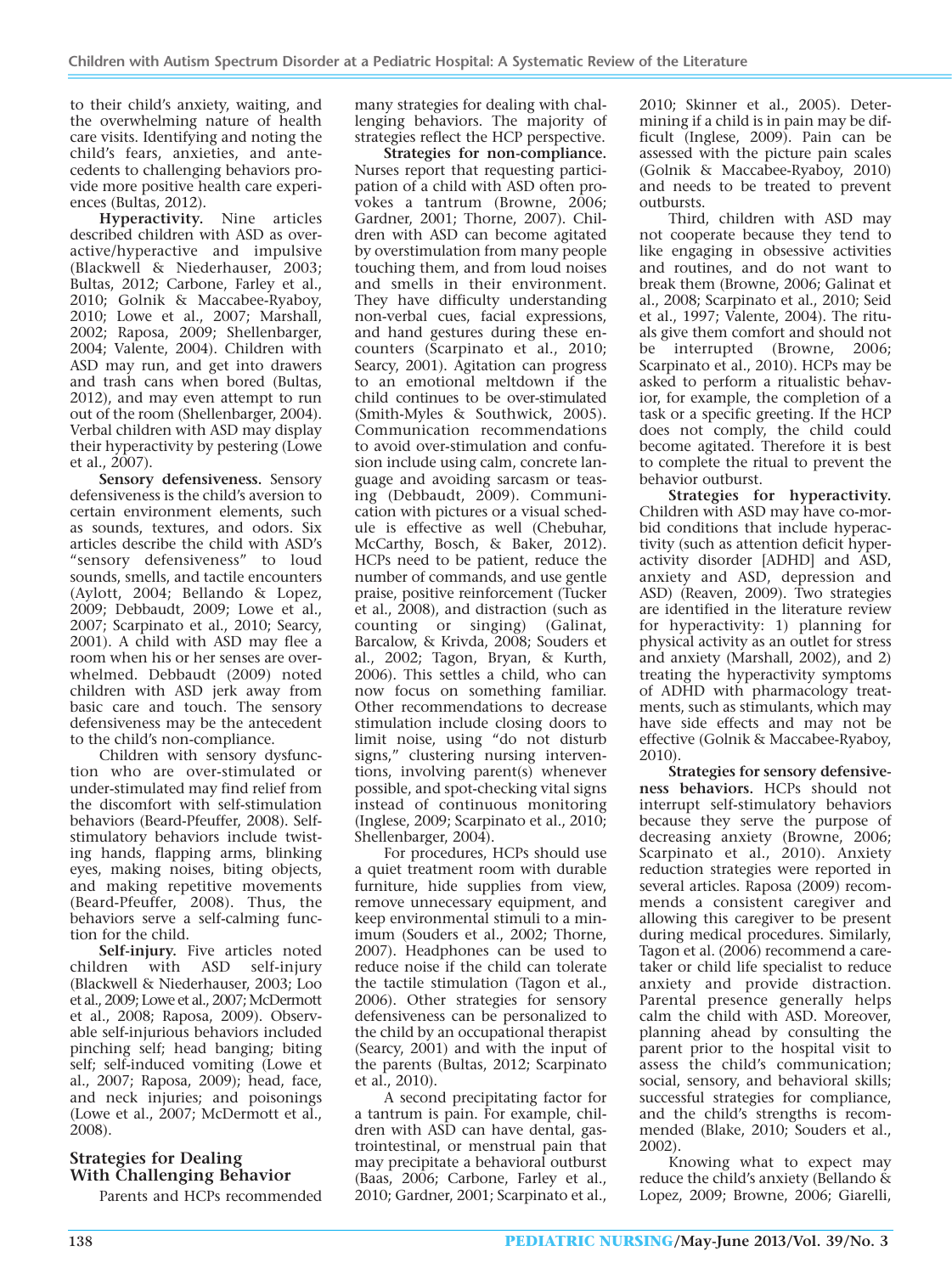to their child's anxiety, waiting, and the overwhelming nature of health care visits. Identifying and noting the child's fears, anxieties, and antecedents to challenging behaviors provide more positive health care experiences (Bultas, 2012).

**Hyperactivity.** Nine articles described children with ASD as overactive/hyperactive and impulsive (Blackwell & Niederhauser, 2003; Bultas, 2012; Carbone, Farley et al., 2010; Golnik & Maccabee-Ryaboy, 2010; Lowe et al., 2007; Marshall, 2002; Raposa, 2009; Shellenbarger, 2004; Valente, 2004). Children with ASD may run, and get into drawers and trash cans when bored (Bultas, 2012), and may even attempt to run out of the room (Shellenbarger, 2004). Verbal children with ASD may display their hyperactivity by pestering (Lowe et al., 2007).

**Sensory defensiveness.** Sensory defensiveness is the child's aversion to certain environment elements, such as sounds, textures, and odors. Six articles describe the child with ASD's "sensory defensiveness" to loud sounds, smells, and tactile encounters (Aylott, 2004; Bellando & Lopez, 2009; Debbaudt, 2009; Lowe et al., 2007; Scarpinato et al., 2010; Searcy, 2001). A child with ASD may flee a room when his or her senses are overwhelmed. Debbaudt (2009) noted children with ASD jerk away from basic care and touch. The sensory defensiveness may be the antecedent to the child's non-compliance.

Children with sensory dysfunction who are over-stimulated or under-stimulated may find relief from the discomfort with self-stimulation behaviors (Beard-Pfeuffer, 2008). Self-stimulatory behaviors include twisting hands, flapping arms, blinking eyes, making noises, biting objects, and making repetitive movements (Beard-Pfeuffer, 2008). Thus, the behaviors serve a self-calming function for the child.

**Self-injury.** Five articles noted children with ASD self-injury (Blackwell & Niederhauser, 2003; Loo et al., 2009; Lowe et al., 2007; McDermott et al., 2008; Raposa, 2009). Observable self-injurious behaviors included pinching self; head banging; biting self; self-induced vomiting (Lowe et al., 2007; Raposa, 2009); head, face, and neck injuries; and poisonings (Lowe et al., 2007; McDermott et al., 2008).

## Strategies for Dealing With Challenging Behavior

Parents and HCPs recommended many strategies for dealing with challenging behaviors. The majority of strategies reflect the HCP perspective.

**Strategies for non-compliance.** Nurses report that requesting participation of a child with ASD often provokes a tantrum (Browne, 2006; Gardner, 2001; Thorne, 2007). Children with ASD can become agitated by overstimulation from many people touching them, and from loud noises and smells in their environment. They have difficulty understanding non-verbal cues, facial expressions, and hand gestures during these encounters (Scarpinato et al., 2010; Searcy, 2001). Agitation can progress to an emotional meltdown if the child continues to be over-stimulated (Smith-Myles & Southwick, 2005). Communication recommendations to avoid over-stimulation and confusion include using calm, concrete language and avoiding sarcasm or teasing (Debbaudt, 2009). Communication with pictures or a visual schedule is effective as well (Chebuhar, McCarthy, Bosch, & Baker, 2012). HCPs need to be patient, reduce the number of commands, and use gentle praise, positive reinforcement (Tucker et al., 2008), and distraction (such as counting or singing) (Galinat, Barcalow, & Krivda, 2008; Souders et al., 2002; Tagon, Bryan, & Kurth, 2006). This settles a child, who can now focus on something familiar. Other recommendations to decrease stimulation include closing doors to limit noise, using "do not disturb signs," clustering nursing interventions, involving parent(s) whenever possible, and spot-checking vital signs instead of continuous monitoring (Inglese, 2009; Scarpinato et al., 2010; Shellenbarger, 2004).

For procedures, HCPs should use a quiet treatment room with durable furniture, hide supplies from view, remove unnecessary equipment, and keep environmental stimuli to a minimum (Souders et al., 2002; Thorne, 2007). Headphones can be used to reduce noise if the child can tolerate the tactile stimulation (Tagon et al., 2006). Other strategies for sensory defensiveness can be personalized to the child by an occupational therapist (Searcy, 2001) and with the input of the parents (Bultas, 2012; Scarpinato et al., 2010).

A second precipitating factor for a tantrum is pain. For example, children with ASD can have dental, gastrointestinal, or menstrual pain that may precipitate a behavioral outburst (Baas, 2006; Carbone, Farley et al., 2010; Gardner, 2001; Scarpinato et al., 2010; Skinner et al., 2005). Determining if a child is in pain may be difficult (Inglese, 2009). Pain can be assessed with the picture pain scales (Golnik & Maccabee-Ryaboy, 2010) and needs to be treated to prevent outbursts.

Third, children with ASD may not cooperate because they tend to like engaging in obsessive activities and routines, and do not want to break them (Browne, 2006; Galinat et al., 2008; Scarpinato et al., 2010; Seid et al., 1997; Valente, 2004). The rituals give them comfort and should not be interrupted (Browne, 2006; Scarpinato et al., 2010). HCPs may be asked to perform a ritualistic behavior, for example, the completion of a task or a specific greeting. If the HCP does not comply, the child could become agitated. Therefore it is best to complete the ritual to prevent the behavior outburst.

**Strategies for hyperactivity.** Children with ASD may have co-morbid conditions that include hyperactivity (such as attention deficit hyperactivity disorder [ADHD] and ASD, anxiety and ASD, depression and ASD) (Reaven, 2009). Two strategies are identified in the literature review for hyperactivity: 1) planning for physical activity as an outlet for stress and anxiety (Marshall, 2002), and 2) treating the hyperactivity symptoms of ADHD with pharmacology treatments, such as stimulants, which may have side effects and may not be effective (Golnik & Maccabee-Ryaboy, 2010).

**Strategies for sensory defensiveness behaviors.** HCPs should not interrupt self-stimulatory behaviors because they serve the purpose of decreasing anxiety (Browne, 2006; Scarpinato et al., 2010). Anxiety reduction strategies were reported in several articles. Raposa (2009) recommends a consistent caregiver and allowing this caregiver to be present during medical procedures. Similarly, Tagon et al. (2006) recommend a caretaker or child life specialist to reduce anxiety and provide distraction. Parental presence generally helps calm the child with ASD. Moreover, planning ahead by consulting the parent prior to the hospital visit to assess the child's communication; social, sensory, and behavioral skills; successful strategies for compliance, and the child's strengths is recommended (Blake, 2010; Souders et al., 2002).

Knowing what to expect may reduce the child's anxiety (Bellando & Lopez, 2009; Browne, 2006; Giarelli,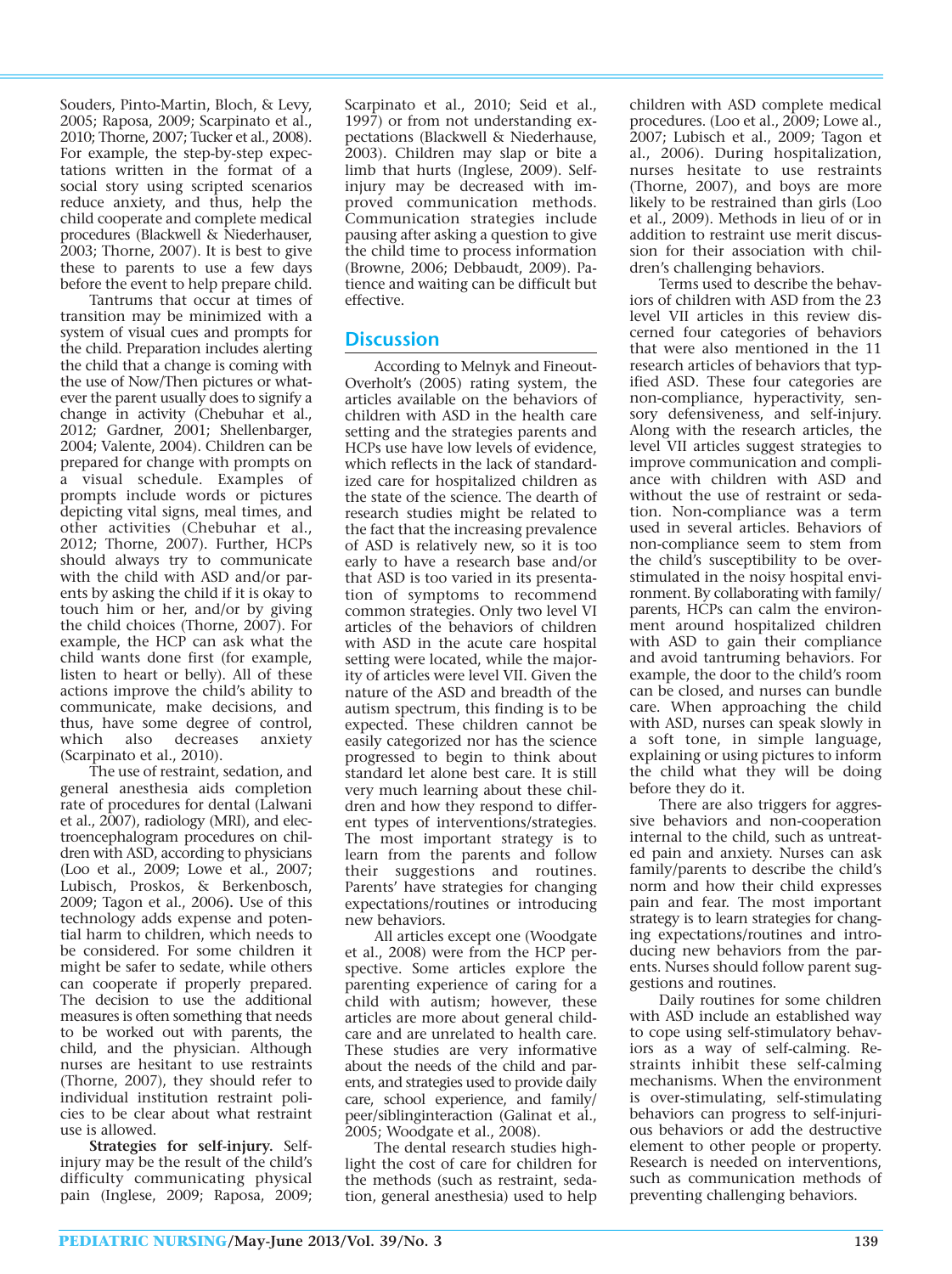Souders, Pinto-Martin, Bloch, & Levy, 2005; Raposa, 2009; Scarpinato et al., 2010; Thorne, 2007; Tucker et al., 2008). For example, the step-by-step expectations written in the format of a social story using scripted scenarios reduce anxiety, and thus, help the child cooperate and complete medical procedures (Blackwell & Niederhauser, 2003; Thorne, 2007). It is best to give these to parents to use a few days before the event to help prepare child.

Tantrums that occur at times of transition may be minimized with a system of visual cues and prompts for the child. Preparation includes alerting the child that a change is coming with the use of Now/Then pictures or whatever the parent usually does to signify a change in activity (Chebuhar et al., 2012; Gardner, 2001; Shellenbarger, 2004; Valente, 2004). Children can be prepared for change with prompts on a visual schedule. Examples of prompts include words or pictures depicting vital signs, meal times, and other activities (Chebuhar et al., 2012; Thorne, 2007). Further, HCPs should always try to communicate with the child with ASD and/or parents by asking the child if it is okay to touch him or her, and/or by giving the child choices (Thorne, 2007). For example, the HCP can ask what the child wants done first (for example, listen to heart or belly). All of these actions improve the child's ability to communicate, make decisions, and thus, have some degree of control, which also decreases anxiety (Scarpinato et al., 2010).

The use of restraint, sedation, and general anesthesia aids completion rate of procedures for dental (Lalwani et al., 2007), radiology (MRI), and electroencephalogram procedures on children with ASD, according to physicians (Loo et al., 2009; Lowe et al., 2007; Lubisch, Proskos, & Berkenbosch, 2009; Tagon et al., 2006). Use of this technology adds expense and potential harm to children, which needs to be considered. For some children it might be safer to sedate, while others can cooperate if properly prepared. The decision to use the additional measures is often something that needs to be worked out with parents, the child, and the physician. Although nurses are hesitant to use restraints (Thorne, 2007), they should refer to individual institution restraint policies to be clear about what restraint use is allowed.

**Strategies for self-injury.** Self-injury may be the result of the child's difficulty communicating physical pain (Inglese, 2009; Raposa, 2009; Scarpinato et al., 2010; Seid et al., 1997) or from not understanding expectations (Blackwell & Niederhause, 2003). Children may slap or bite a limb that hurts (Inglese, 2009). Self-injury may be decreased with improved communication methods. Communication strategies include pausing after asking a question to give the child time to process information (Browne, 2006; Debbaudt, 2009). Patience and waiting can be difficult but effective.

## Discussion

According to Melnyk and Fineout-Overholt's (2005) rating system, the articles available on the behaviors of children with ASD in the health care setting and the strategies parents and HCPs use have low levels of evidence, which reflects in the lack of standardized care for hospitalized children as the state of the science. The dearth of research studies might be related to the fact that the increasing prevalence of ASD is relatively new, so it is too early to have a research base and/or that ASD is too varied in its presentation of symptoms to recommend common strategies. Only two level VI articles of the behaviors of children with ASD in the acute care hospital setting were located, while the majority of articles were level VII. Given the nature of the ASD and breadth of the autism spectrum, this finding is to be expected. These children cannot be easily categorized nor has the science progressed to begin to think about standard let alone best care. It is still very much learning about these children and how they respond to different types of interventions/strategies. The most important strategy is to learn from the parents and follow their suggestions and routines. Parents' have strategies for changing expectations/routines or introducing new behaviors.

All articles except one (Woodgate et al., 2008) were from the HCP perspective. Some articles explore the parenting experience of caring for a child with autism; however, these articles are more about general child-care and are unrelated to health care. These studies are very informative about the needs of the child and parents, and strategies used to provide daily care, school experience, and family/peer/siblinginteraction (Galinat et al., 2005; Woodgate et al., 2008).

The dental research studies highlight the cost of care for children for the methods (such as restraint, sedation, general anesthesia) used to help children with ASD complete medical procedures. (Loo et al., 2009; Lowe et al., 2007; Lubisch et al., 2009; Tagon et al., 2006). During hospitalization, nurses hesitate to use restraints (Thorne, 2007), and boys are more likely to be restrained than girls (Loo et al., 2009). Methods in lieu of or in addition to restraint use merit discussion for their association with children's challenging behaviors.

Terms used to describe the behaviors of children with ASD from the 23 level VII articles in this review discerned four categories of behaviors that were also mentioned in the 11 research articles of behaviors that typified ASD. These four categories are non-compliance, hyperactivity, sensory defensiveness, and self-injury. Along with the research articles, the level VII articles suggest strategies to improve communication and compliance with children with ASD and without the use of restraint or sedation. Non-compliance was a term used in several articles. Behaviors of non-compliance seem to stem from the child's susceptibility to be over-stimulated in the noisy hospital environment. By collaborating with family/parents, HCPs can calm the environment around hospitalized children with ASD to gain their compliance and avoid tantruming behaviors. For example, the door to the child's room can be closed, and nurses can bundle care. When approaching the child with ASD, nurses can speak slowly in a soft tone, in simple language, explaining or using pictures to inform the child what they will be doing before they do it.

There are also triggers for aggressive behaviors and non-cooperation internal to the child, such as untreated pain and anxiety. Nurses can ask family/parents to describe the child's norm and how their child expresses pain and fear. The most important strategy is to learn strategies for changing expectations/routines and introducing new behaviors from the parents. Nurses should follow parent suggestions and routines.

Daily routines for some children with ASD include an established way to cope using self-stimulatory behaviors as a way of self-calming. Restraints inhibit these self-calming mechanisms. When the environment is over-stimulating, self-stimulating behaviors can progress to self-injurious behaviors or add the destructive element to other people or property. Research is needed on interventions, such as communication methods of preventing challenging behaviors.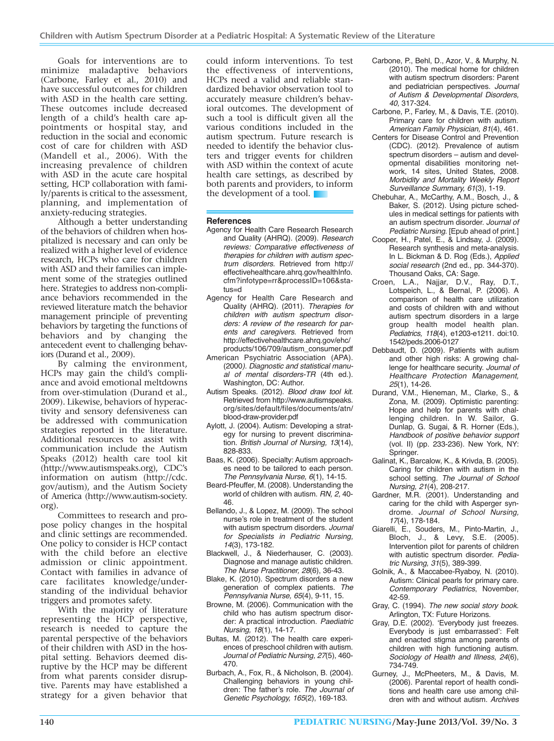Goals for interventions are to minimize maladaptive behaviors (Carbone, Farley et al., 2010) and have successful outcomes for children with ASD in the health care setting. These outcomes include decreased length of a child's health care appointments or hospital stay, and reduction in the social and economic cost of care for children with ASD (Mandell et al., 2006). With the increasing prevalence of children with ASD in the acute care hospital setting, HCP collaboration with family/parents is critical to the assessment, planning, and implementation of anxiety-reducing strategies.

Although a better understanding of the behaviors of children when hospitalized is necessary and can only be realized with a higher level of evidence research, HCPs who care for children with ASD and their families can implement some of the strategies outlined here. Strategies to address non-compliance behaviors recommended in the reviewed literature match the behavior management principle of preventing behaviors by targeting the functions of behaviors and by changing the antecedent event to challenging behaviors (Durand et al., 2009).

By calming the environment, HCPs may gain the child's compliance and avoid emotional meltdowns from over-stimulation (Durand et al., 2009). Likewise, behaviors of hyperactivity and sensory defensiveness can be addressed with communication strategies reported in the literature. Additional resources to assist with communication include the Autism Speaks (2012) health care tool kit (http://www.autismspeaks.org), CDC's information on autism (http://cdc.gov/autism), and the Autism Society of America (http://www.autism-society.org).

Committees to research and propose policy changes in the hospital and clinic settings are recommended. One policy to consider is HCP contact with the child before an elective admission or clinic appointment. Contact with families in advance of care facilitates knowledge/understanding of the individual behavior triggers and promotes safety.

With the majority of literature representing the HCP perspective, research is needed to capture the parental perspective of the behaviors of their children with ASD in the hospital setting. Behaviors deemed disruptive by the HCP may be different from what parents consider disruptive. Parents may have established a strategy for a given behavior that could inform interventions. To test the effectiveness of interventions, HCPs need a valid and reliable standardized behavior observation tool to accurately measure children's behavioral outcomes. The development of such a tool is difficult given all the various conditions included in the autism spectrum. Future research is needed to identify the behavior clusters and trigger events for children with ASD within the context of acute health care settings, as described by both parents and providers, to inform the development of a tool.

## References

Agency for Health Care Research Research and Quality (AHRQ). (2009). *Research reviews: Comparative effectiveness of therapies for children with autism spectrum disorders.* Retrieved from http://effectivehealthcare.ahrq.gov/healthInfo.cfm?infotype=rr&processID=106&status=d

Agency for Health Care Research and Quality (AHRQ). (2011). *Therapies for children with autism spectrum disorders: A review of the research for parents and caregivers.* Retrieved from http://effectivehealthcare.ahrq.gov/ehc/products/106/709/autism_consumer.pdf

American Psychiatric Association (APA). (2000*). Diagnostic and statistical manual of mental disorders-TR* (4th ed.). Washington, DC: Author.

Autism Speaks. (2012). *Blood draw tool kit.* Retrieved from http://www.autismspeaks.org/sites/default/files/documents/atn/blood-draw-provider.pdf

Aylott, J. (2004). Autism: Developing a strategy for nursing to prevent discrimination. *British Journal of Nursing, 13*(14), 828-833.

Baas, K. (2006). Specialty: Autism approaches need to be tailored to each person. *The Pennsylvania Nurse, 6*(1), 14-15.

Beard-Pfeuffer, M. (2008). Understanding the world of children with autism. *RN, 2,* 40-46.

Bellando, J., & Lopez, M. (2009). The school nurse's role in treatment of the student with autism spectrum disorders. *Journal for Specialists in Pediatric Nursing, 14*(3), 173-182.

Blackwell, J., & Niederhauser, C. (2003). Diagnose and manage autistic children. *The Nurse Practitioner, 28*(6), 36-43.

Blake, K. (2010). Spectrum disorders a new generation of complex patients. *The Pennsylvania Nurse, 65*(4), 9-11, 15.

Browne, M. (2006). Communication with the child who has autism spectrum disorder: A practical introduction. *Paediatric Nursing, 18*(1), 14-17.

Bultas, M. (2012). The health care experiences of preschool children with autism. *Journal of Pediatric Nursing, 27*(5), 460-470.

Burbach, A., Fox, R., & Nicholson, B. (2004). Challenging behaviors in young children: The father's role. *The Journal of Genetic Psychology, 165*(2), 169-183.

Carbone, P., Behl, D., Azor, V., & Murphy, N. (2010). The medical home for children with autism spectrum disorders: Parent and pediatrician perspectives. *Journal of Autism & Developmental Disorders, 40,* 317-324.

Carbone, P., Farley, M., & Davis, T.E. (2010). Primary care for children with autism. *American Family Physician, 81*(4), 461.

Centers for Disease Control and Prevention (CDC). (2012). Prevalence of autism spectrum disorders – autism and developmental disabilities monitoring network, 14 sites, United States, 2008. *Morbidity and Mortality Weekly Report Surveillance Summary, 61*(3), 1-19.

Chebuhar, A., McCarthy, A.M., Bosch, J., & Baker, S. (2012). Using picture schedules in medical settings for patients with an autism spectrum disorder. *Journal of Pediatric Nursing.* [Epub ahead of print.]

Cooper, H., Patel, E., & Lindsay, J. (2009). Research synthesis and meta-analysis. In L. Bickman & D. Rog (Eds.), *Applied social research* (2nd ed., pp. 344-370). Thousand Oaks, CA: Sage.

Croen, L.A., Najjar, D.V., Ray, D.T., Lotspeich, L., & Bernal, P. (2006). A comparison of health care utilization and costs of children with and without autism spectrum disorders in a large group health model health plan. *Pediatrics, 118*(4), e1203-e1211. doi:10.1542/peds.2006-0127

Debbaudt, D. (2009). Patients with autism and other high risks: A growing challenge for healthcare security. *Journal of Healthcare Protection Management, 25*(1), 14-26.

Durand, V.M., Hieneman, M., Clarke, S., & Zona, M. (2009). Optimistic parenting: Hope and help for parents with challenging children. In W. Sailor, G. Dunlap, G. Sugai, & R. Horner (Eds.), *Handbook of positive behavior support* (vol. II) (pp. 233-236). New York, NY: Springer.

Galinat, K., Barcalow, K., & Krivda, B. (2005). Caring for children with autism in the school setting. *The Journal of School Nursing, 21*(4), 208-217.

Gardner, M.R. (2001). Understanding and caring for the child with Asperger syndrome. *Journal of School Nursing, 17*(4), 178-184.

Giarelli, E., Souders, M., Pinto-Martin, J., Bloch, J., & Levy, S.E. (2005). Intervention pilot for parents of children with autistic spectrum disorder. *Pediatric Nursing, 31*(5), 389-399.

Golnik, A., & Maccabee-Ryaboy, N. (2010). Autism: Clinical pearls for primary care. *Contemporary Pediatrics*, November, 42-59.

Gray, C. (1994). *The new social story book.* Arlington, TX: Future Horizons.

Gray, D.E. (2002). 'Everybody just freezes. Everybody is just embarrassed': Felt and enacted stigma among parents of children with high functioning autism. *Sociology of Health and Illness, 24*(6), 734-749.

Gurney, J., McPheeters, M., & Davis, M. (2006). Parental report of health conditions and health care use among children with and without autism. *Archives*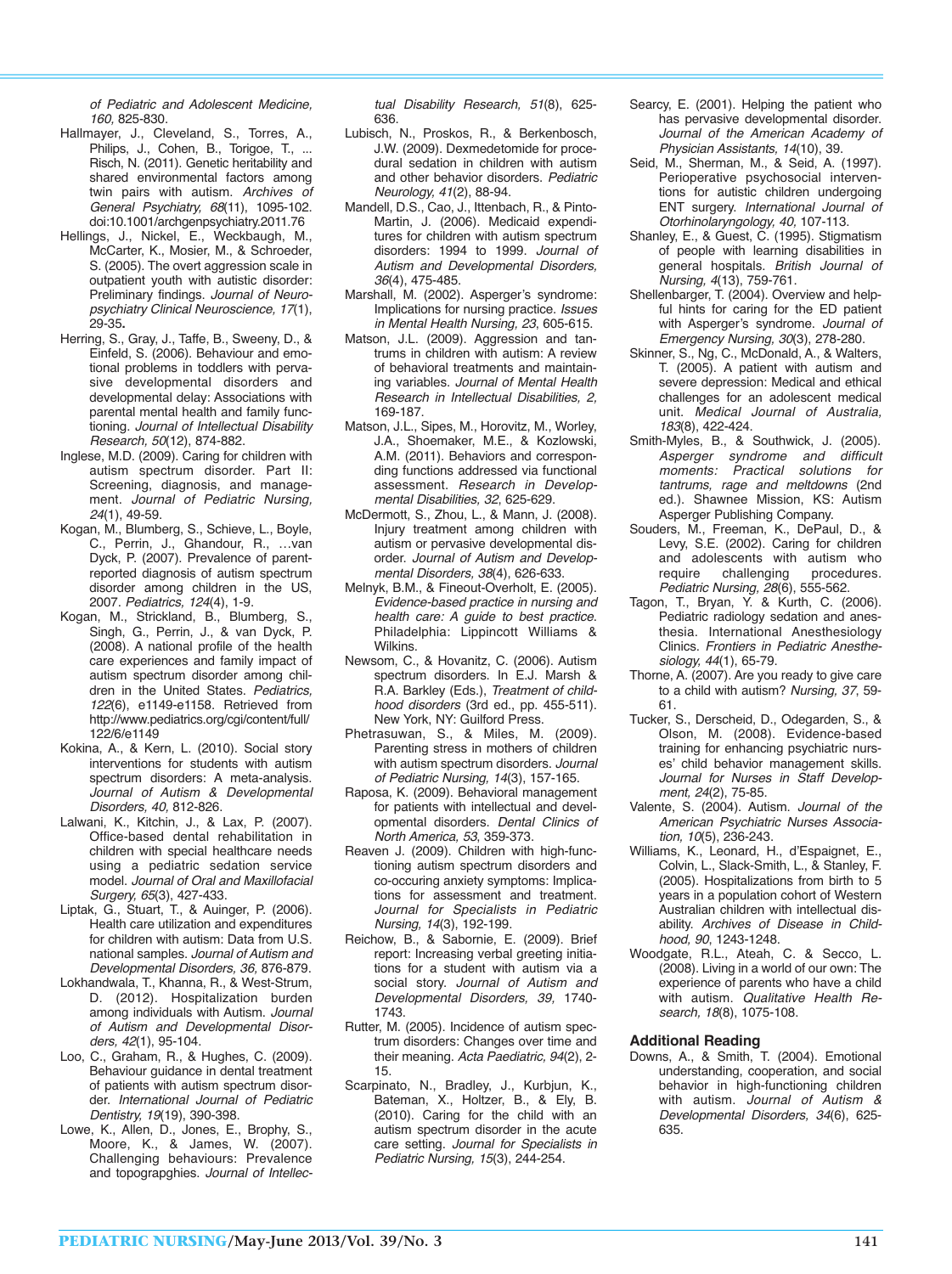of Pediatric and Adolescent Medicine, 160, 825-830.

Hallmayer, J., Cleveland, S., Torres, A., Philips, J., Cohen, B., Torigoe, T., ... Risch, N. (2011). Genetic heritability and shared environmental factors among twin pairs with autism. *Archives of General Psychiatry, 68*(11), 1095-102. doi:10.1001/archgenpsychiatry.2011.76

Hellings, J., Nickel, E., Weckbaugh, M., McCarter, K., Mosier, M., & Schroeder, S. (2005). The overt aggression scale in outpatient youth with autistic disorder: Preliminary findings. *Journal of Neuropsychiatry Clinical Neuroscience, 17*(1), 29-35.

Herring, S., Gray, J., Taffe, B., Sweeny, D., & Einfeld, S. (2006). Behaviour and emotional problems in toddlers with pervasive developmental disorders and developmental delay: Associations with parental mental health and family functioning. *Journal of Intellectual Disability Research, 50*(12), 874-882.

Inglese, M.D. (2009). Caring for children with autism spectrum disorder. Part II: Screening, diagnosis, and management. *Journal of Pediatric Nursing, 24*(1), 49-59.

Kogan, M., Blumberg, S., Schieve, L., Boyle, C., Perrin, J., Ghandour, R., …van Dyck, P. (2007). Prevalence of parent-reported diagnosis of autism spectrum disorder among children in the US, 2007. *Pediatrics, 124*(4), 1-9.

Kogan, M., Strickland, B., Blumberg, S., Singh, G., Perrin, J., & van Dyck, P. (2008). A national profile of the health care experiences and family impact of autism spectrum disorder among children in the United States. *Pediatrics, 122*(6), e1149-e1158. Retrieved from http://www.pediatrics.org/cgi/content/full/122/6/e1149

Kokina, A., & Kern, L. (2010). Social story interventions for students with autism spectrum disorders: A meta-analysis. *Journal of Autism & Developmental Disorders, 40,* 812-826.

Lalwani, K., Kitchin, J., & Lax, P. (2007). Office-based dental rehabilitation in children with special healthcare needs using a pediatric sedation service model. *Journal of Oral and Maxillofacial Surgery, 65*(3), 427-433.

Liptak, G., Stuart, T., & Auinger, P. (2006). Health care utilization and expenditures for children with autism: Data from U.S. national samples. *Journal of Autism and Developmental Disorders, 36,* 876-879.

Lokhandwala, T., Khanna, R., & West-Strum, D. (2012). Hospitalization burden among individuals with Autism. *Journal of Autism and Developmental Disorders, 42*(1), 95-104.

Loo, C., Graham, R., & Hughes, C. (2009). Behaviour guidance in dental treatment of patients with autism spectrum disorder. *International Journal of Pediatric Dentistry, 19*(19), 390-398.

Lowe, K., Allen, D., Jones, E., Brophy, S., Moore, K., & James, W. (2007). Challenging behaviours: Prevalence and topograpghies. *Journal of Intellectual Disability Research, 51*(8), 625-636.

Lubisch, N., Proskos, R., & Berkenbosch, J.W. (2009). Dexmedetomide for procedural sedation in children with autism and other behavior disorders. *Pediatric Neurology, 41*(2), 88-94.

Mandell, D.S., Cao, J., Ittenbach, R., & Pinto-Martin, J. (2006). Medicaid expenditures for children with autism spectrum disorders: 1994 to 1999. *Journal of Autism and Developmental Disorders, 36*(4), 475-485.

Marshall, M. (2002). Asperger's syndrome: Implications for nursing practice. *Issues in Mental Health Nursing, 23*, 605-615.

Matson, J.L. (2009). Aggression and tantrums in children with autism: A review of behavioral treatments and maintaining variables. *Journal of Mental Health Research in Intellectual Disabilities, 2,* 169-187.

Matson, J.L., Sipes, M., Horovitz, M., Worley, J.A., Shoemaker, M.E., & Kozlowski, A.M. (2011). Behaviors and corresponding functions addressed via functional assessment. *Research in Developmental Disabilities, 32*, 625-629.

McDermott, S., Zhou, L., & Mann, J. (2008). Injury treatment among children with autism or pervasive developmental disorder. *Journal of Autism and Developmental Disorders, 38*(4), 626-633.

Melnyk, B.M., & Fineout-Overholt, E. (2005). *Evidence-based practice in nursing and health care: A guide to best practice*. Philadelphia: Lippincott Williams & Wilkins.

Newsom, C., & Hovanitz, C. (2006). Autism spectrum disorders. In E.J. Marsh & R.A. Barkley (Eds.), *Treatment of childhood disorders* (3rd ed., pp. 455-511). New York, NY: Guilford Press.

Phetrasuwan, S., & Miles, M. (2009). Parenting stress in mothers of children with autism spectrum disorders. *Journal of Pediatric Nursing, 14*(3), 157-165.

Raposa, K. (2009). Behavioral management for patients with intellectual and developmental disorders. *Dental Clinics of North America, 53*, 359-373.

Reaven J. (2009). Children with high-functioning autism spectrum disorders and co-occuring anxiety symptoms: Implications for assessment and treatment. *Journal for Specialists in Pediatric Nursing, 14*(3), 192-199.

Reichow, B., & Sabornie, E. (2009). Brief report: Increasing verbal greeting initiations for a student with autism via a social story. *Journal of Autism and Developmental Disorders, 39,* 1740-1743.

Rutter, M. (2005). Incidence of autism spectrum disorders: Changes over time and their meaning. *Acta Paediatric, 94*(2), 2-15.

Scarpinato, N., Bradley, J., Kurbjun, K., Bateman, X., Holtzer, B., & Ely, B. (2010). Caring for the child with an autism spectrum disorder in the acute care setting. *Journal for Specialists in Pediatric Nursing, 15*(3), 244-254.

Searcy, E. (2001). Helping the patient who has pervasive developmental disorder. *Journal of the American Academy of Physician Assistants, 14*(10), 39.

Seid, M., Sherman, M., & Seid, A. (1997). Perioperative psychosocial interventions for autistic children undergoing ENT surgery. *International Journal of Otorhinolaryngology, 40,* 107-113.

Shanley, E., & Guest, C. (1995). Stigmatism of people with learning disabilities in general hospitals. *British Journal of Nursing, 4*(13), 759-761.

Shellenbarger, T. (2004). Overview and helpful hints for caring for the ED patient with Asperger's syndrome. *Journal of Emergency Nursing, 30*(3), 278-280.

Skinner, S., Ng, C., McDonald, A., & Walters, T. (2005). A patient with autism and severe depression: Medical and ethical challenges for an adolescent medical unit. *Medical Journal of Australia, 183*(8), 422-424.

Smith-Myles, B., & Southwick, J. (2005). *Asperger syndrome and difficult moments: Practical solutions for tantrums, rage and meltdowns* (2nd ed.). Shawnee Mission, KS: Autism Asperger Publishing Company.

Souders, M., Freeman, K., DePaul, D., & Levy, S.E. (2002). Caring for children and adolescents with autism who require challenging procedures. *Pediatric Nursing, 28*(6), 555-562.

Tagon, T., Bryan, Y. & Kurth, C. (2006). Pediatric radiology sedation and anesthesia. International Anesthesiology Clinics. *Frontiers in Pediatric Anesthesiology, 44*(1), 65-79.

Thorne, A. (2007). Are you ready to give care to a child with autism? *Nursing, 37,* 59-61.

Tucker, S., Derscheid, D., Odegarden, S., & Olson, M. (2008). Evidence-based training for enhancing psychiatric nurses' child behavior management skills. *Journal for Nurses in Staff Development, 24*(2), 75-85.

Valente, S. (2004). Autism. *Journal of the American Psychiatric Nurses Association, 10*(5), 236-243.

Williams, K., Leonard, H., d'Espaignet, E., Colvin, L., Slack-Smith, L., & Stanley, F. (2005). Hospitalizations from birth to 5 years in a population cohort of Western Australian children with intellectual disability. *Archives of Disease in Childhood, 90*, 1243-1248.

Woodgate, R.L., Ateah, C. & Secco, L. (2008). Living in a world of our own: The experience of parents who have a child with autism. *Qualitative Health Research, 18*(8), 1075-108.

## Additional Reading

Downs, A., & Smith, T. (2004). Emotional understanding, cooperation, and social behavior in high-functioning children with autism. *Journal of Autism & Developmental Disorders, 34*(6), 625-635.